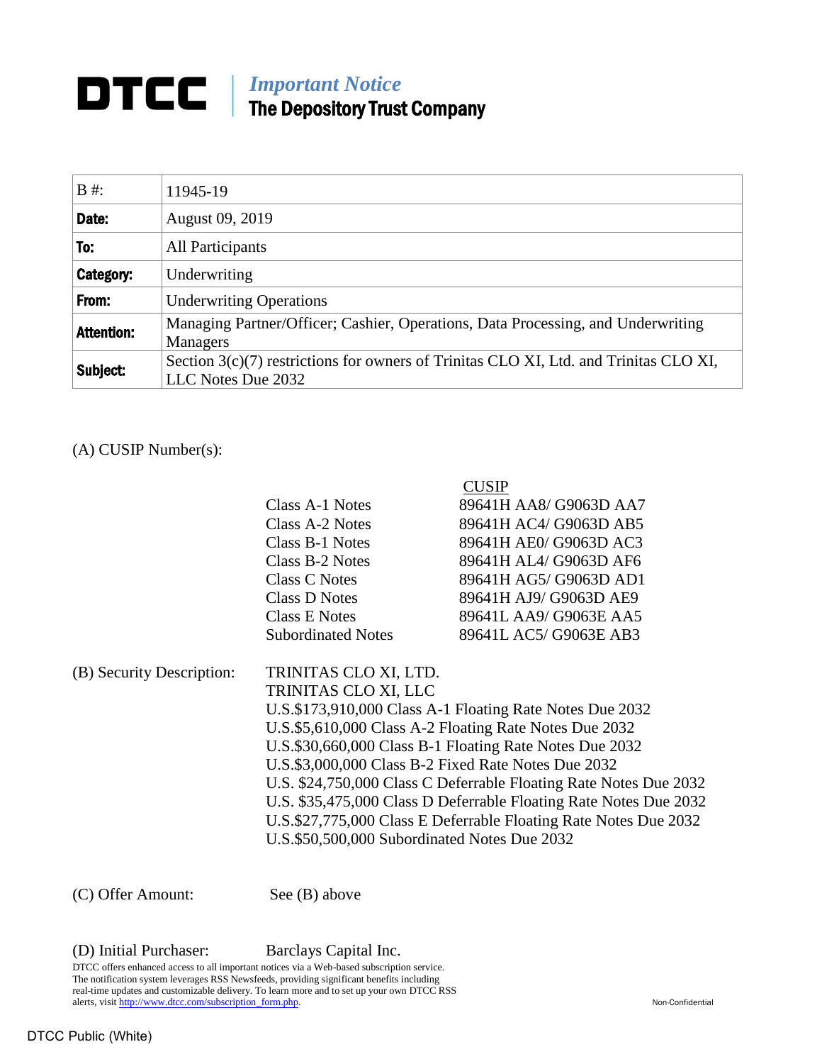# DTCC | *Important Notice* The Depository Trust Company

| B #: | 11945-19 |
|---|---|
| **Date:** | August 09, 2019 |
| **To:** | All Participants |
| **Category:** | Underwriting |
| **From:** | Underwriting Operations |
| **Attention:** | Managing Partner/Officer; Cashier, Operations, Data Processing, and Underwriting Managers |
| **Subject:** | Section 3(c)(7) restrictions for owners of Trinitas CLO XI, Ltd. and Trinitas CLO XI, LLC Notes Due 2032 |

(A) CUSIP Number(s):

| | CUSIP |
|---|---|
| Class A-1 Notes | 89641H AA8/ G9063D AA7 |
| Class A-2 Notes | 89641H AC4/ G9063D AB5 |
| Class B-1 Notes | 89641H AE0/ G9063D AC3 |
| Class B-2 Notes | 89641H AL4/ G9063D AF6 |
| Class C Notes | 89641H AG5/ G9063D AD1 |
| Class D Notes | 89641H AJ9/ G9063D AE9 |
| Class E Notes | 89641L AA9/ G9063E AA5 |
| Subordinated Notes | 89641L AC5/ G9063E AB3 |

(B) Security Description:

TRINITAS CLO XI, LTD.
TRINITAS CLO XI, LLC
U.S.$173,910,000 Class A-1 Floating Rate Notes Due 2032
U.S.$5,610,000 Class A-2 Floating Rate Notes Due 2032
U.S.$30,660,000 Class B-1 Floating Rate Notes Due 2032
U.S.$3,000,000 Class B-2 Fixed Rate Notes Due 2032
U.S. $24,750,000 Class C Deferrable Floating Rate Notes Due 2032
U.S. $35,475,000 Class D Deferrable Floating Rate Notes Due 2032
U.S.$27,775,000 Class E Deferrable Floating Rate Notes Due 2032
U.S.$50,500,000 Subordinated Notes Due 2032

(C) Offer Amount: See (B) above

(D) Initial Purchaser: Barclays Capital Inc.

DTCC offers enhanced access to all important notices via a Web-based subscription service. The notification system leverages RSS Newsfeeds, providing significant benefits including real-time updates and customizable delivery. To learn more and to set up your own DTCC RSS alerts, visit http://www.dtcc.com/subscription_form.php.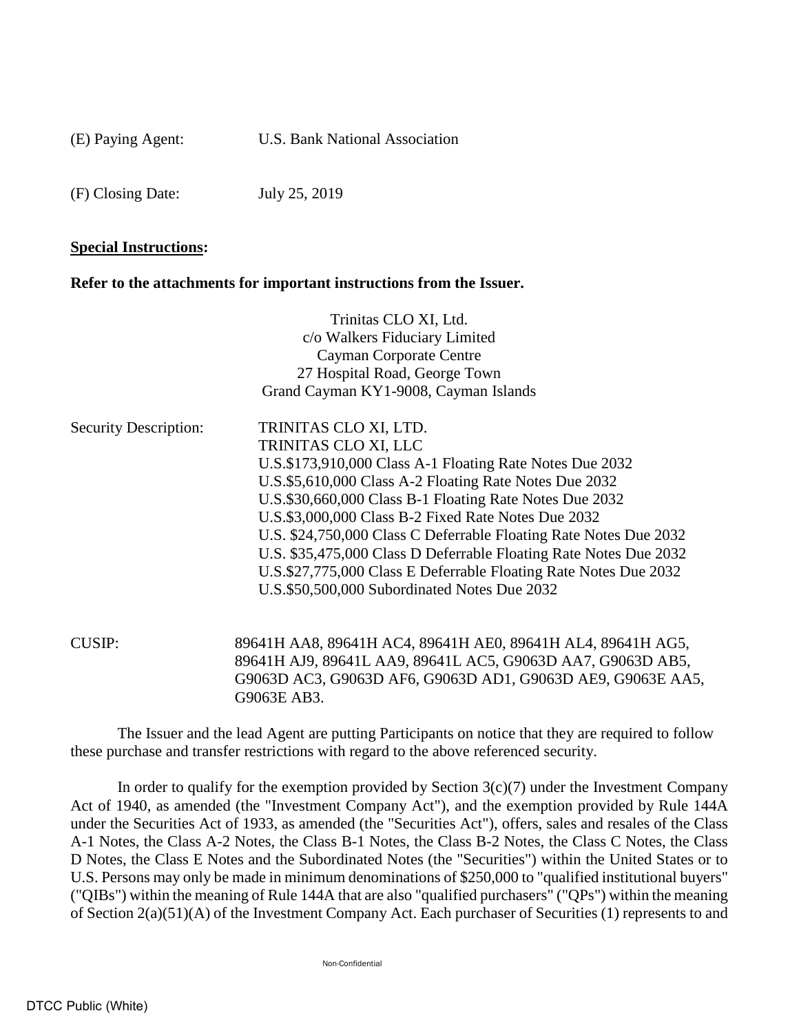(E) Paying Agent: U.S. Bank National Association

(F) Closing Date: July 25, 2019

**Special Instructions:**

**Refer to the attachments for important instructions from the Issuer.**

Trinitas CLO XI, Ltd.
c/o Walkers Fiduciary Limited
Cayman Corporate Centre
27 Hospital Road, George Town
Grand Cayman KY1-9008, Cayman Islands

Security Description:

TRINITAS CLO XI, LTD.
TRINITAS CLO XI, LLC
U.S.$173,910,000 Class A-1 Floating Rate Notes Due 2032
U.S.$5,610,000 Class A-2 Floating Rate Notes Due 2032
U.S.$30,660,000 Class B-1 Floating Rate Notes Due 2032
U.S.$3,000,000 Class B-2 Fixed Rate Notes Due 2032
U.S. $24,750,000 Class C Deferrable Floating Rate Notes Due 2032
U.S. $35,475,000 Class D Deferrable Floating Rate Notes Due 2032
U.S.$27,775,000 Class E Deferrable Floating Rate Notes Due 2032
U.S.$50,500,000 Subordinated Notes Due 2032

CUSIP: 89641H AA8, 89641H AC4, 89641H AE0, 89641H AL4, 89641H AG5, 89641H AJ9, 89641L AA9, 89641L AC5, G9063D AA7, G9063D AB5, G9063D AC3, G9063D AF6, G9063D AD1, G9063D AE9, G9063E AA5, G9063E AB3.

The Issuer and the lead Agent are putting Participants on notice that they are required to follow these purchase and transfer restrictions with regard to the above referenced security.

In order to qualify for the exemption provided by Section 3(c)(7) under the Investment Company Act of 1940, as amended (the "Investment Company Act"), and the exemption provided by Rule 144A under the Securities Act of 1933, as amended (the "Securities Act"), offers, sales and resales of the Class A-1 Notes, the Class A-2 Notes, the Class B-1 Notes, the Class B-2 Notes, the Class C Notes, the Class D Notes, the Class E Notes and the Subordinated Notes (the "Securities") within the United States or to U.S. Persons may only be made in minimum denominations of $250,000 to "qualified institutional buyers" ("QIBs") within the meaning of Rule 144A that are also "qualified purchasers" ("QPs") within the meaning of Section 2(a)(51)(A) of the Investment Company Act. Each purchaser of Securities (1) represents to and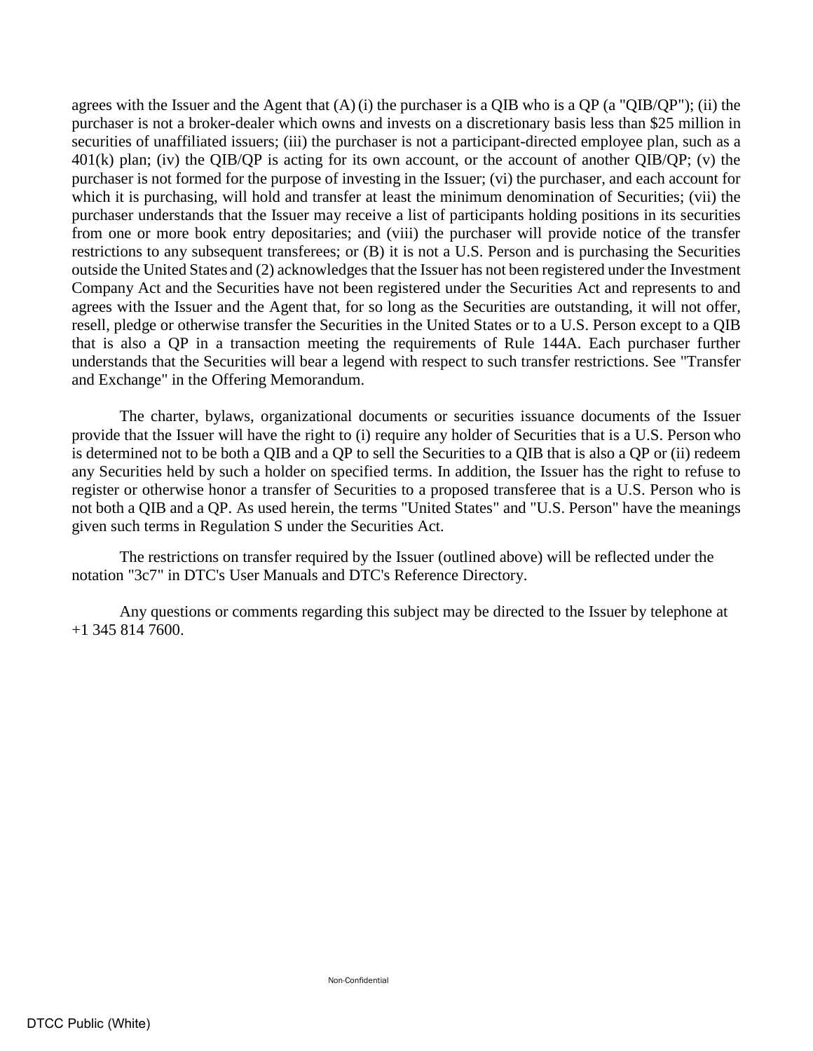agrees with the Issuer and the Agent that (A) (i) the purchaser is a QIB who is a QP (a "QIB/QP"); (ii) the purchaser is not a broker-dealer which owns and invests on a discretionary basis less than $25 million in securities of unaffiliated issuers; (iii) the purchaser is not a participant-directed employee plan, such as a 401(k) plan; (iv) the QIB/QP is acting for its own account, or the account of another QIB/QP; (v) the purchaser is not formed for the purpose of investing in the Issuer; (vi) the purchaser, and each account for which it is purchasing, will hold and transfer at least the minimum denomination of Securities; (vii) the purchaser understands that the Issuer may receive a list of participants holding positions in its securities from one or more book entry depositaries; and (viii) the purchaser will provide notice of the transfer restrictions to any subsequent transferees; or (B) it is not a U.S. Person and is purchasing the Securities outside the United States and (2) acknowledges that the Issuer has not been registered under the Investment Company Act and the Securities have not been registered under the Securities Act and represents to and agrees with the Issuer and the Agent that, for so long as the Securities are outstanding, it will not offer, resell, pledge or otherwise transfer the Securities in the United States or to a U.S. Person except to a QIB that is also a QP in a transaction meeting the requirements of Rule 144A. Each purchaser further understands that the Securities will bear a legend with respect to such transfer restrictions. See "Transfer and Exchange" in the Offering Memorandum.

The charter, bylaws, organizational documents or securities issuance documents of the Issuer provide that the Issuer will have the right to (i) require any holder of Securities that is a U.S. Person who is determined not to be both a QIB and a QP to sell the Securities to a QIB that is also a QP or (ii) redeem any Securities held by such a holder on specified terms. In addition, the Issuer has the right to refuse to register or otherwise honor a transfer of Securities to a proposed transferee that is a U.S. Person who is not both a QIB and a QP. As used herein, the terms "United States" and "U.S. Person" have the meanings given such terms in Regulation S under the Securities Act.

The restrictions on transfer required by the Issuer (outlined above) will be reflected under the notation "3c7" in DTC's User Manuals and DTC's Reference Directory.

Any questions or comments regarding this subject may be directed to the Issuer by telephone at +1 345 814 7600.